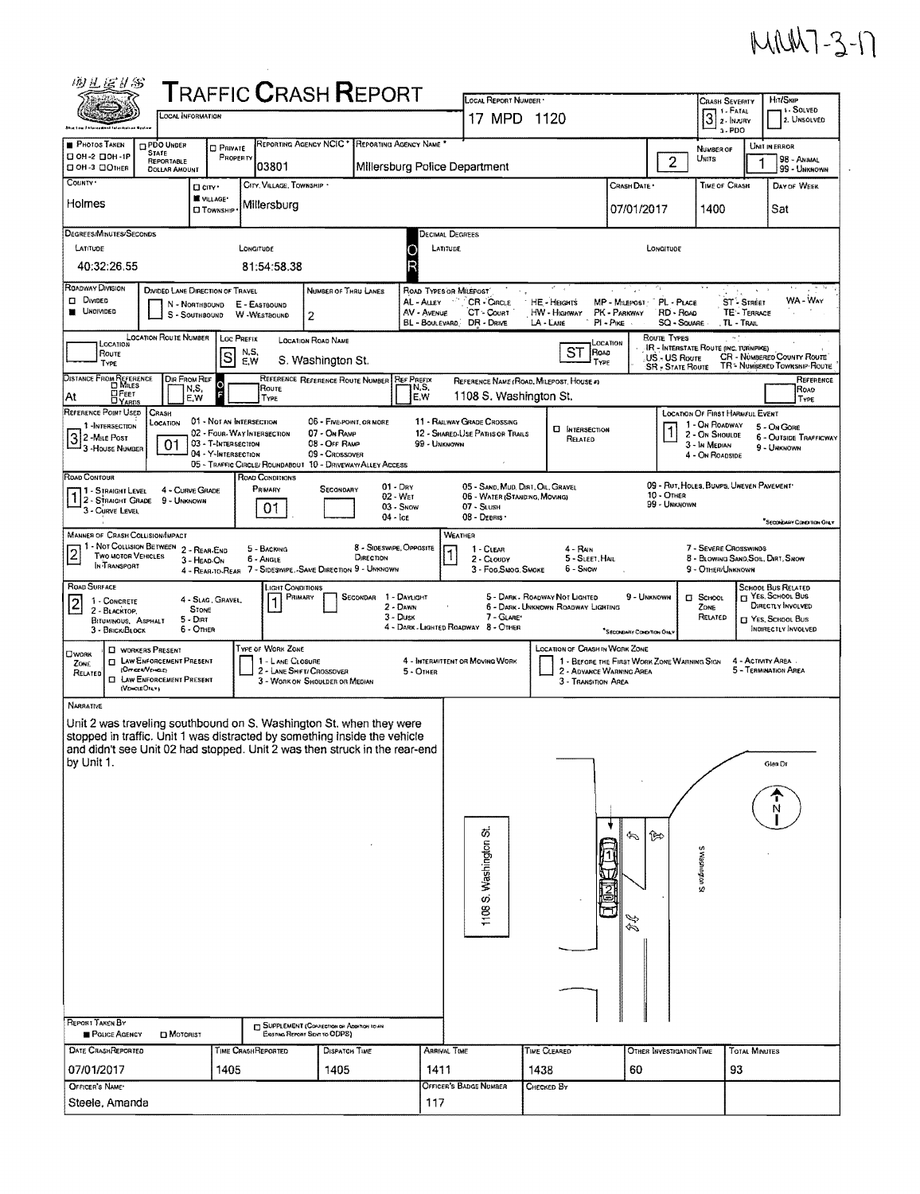MAM7-3-17

# TRAFFIC CRASH REPORT

LOCAL INFORMATION

| LOCAL REPORT NUMBER | CRASH SEVERITY | HIT/SKIP |
|---|---|---|
| 17 MPD 1120 | 3 (1 - FATAL, 2 - INJURY, 3 - PDO) | 1 - SOLVED, 2 - UNSOLVED |

| PHOTOS TAKEN | PDO UNDER STATE REPORTABLE DOLLAR AMOUNT | PRIVATE PROPERTY | REPORTING AGENCY NCIC | REPORTING AGENCY NAME | NUMBER OF UNITS | UNIT IN ERROR |
|---|---|---|---|---|---|---|
| OH-2 / OH-1P / OH-3 / OTHER | | | 03801 | Millersburg Police Department | 2 | 1 (98 - ANIMAL, 99 - UNKNOWN) |

| COUNTY | CITY / VILLAGE / TOWNSHIP | CITY, VILLAGE, TOWNSHIP | CRASH DATE | TIME OF CRASH | DAY OF WEEK |
|---|---|---|---|---|---|
| Holmes | VILLAGE | Millersburg | 07/01/2017 | 1400 | Sat |

DEGREES/MINUTES/SECONDS — LATITUDE: 40:32:26.55 — LONGITUDE: 81:54:58.38

DECIMAL DEGREES — LATITUDE: — LONGITUDE:

ROADWAY DIVISION: UNDIVIDED
DIVIDED LANE DIRECTION OF TRAVEL: N - NORTHBOUND, S - SOUTHBOUND, E - EASTBOUND, W - WESTBOUND
NUMBER OF THRU LANES: 2

ROAD TYPES OR MILEPOST: AL - ALLEY, AV - AVENUE, BL - BOULEVARD, CR - CIRCLE, CT - COURT, DR - DRIVE, HE - HEIGHTS, HW - HIGHWAY, LA - LANE, MP - MILEPOST, PK - PARKWAY, PI - PIKE, PL - PLACE, RD - ROAD, SQ - SQUARE, ST - STREET, TE - TERRACE, TL - TRAIL, WA - WAY

| LOCATION ROUTE NUMBER | LOC PREFIX | LOCATION ROAD NAME | LOCATION ROAD TYPE |
|---|---|---|---|
| | S | S. Washington St. | ST |

ROUTE TYPES: IR - INTERSTATE ROUTE (INC. TURNPIKE), US - US ROUTE, SR - STATE ROUTE, CR - NUMBERED COUNTY ROUTE, TR - NUMBERED TOWNSHIP ROUTE

| DISTANCE FROM REFERENCE | DIR FROM REF | REFERENCE ROUTE TYPE | REFERENCE ROUTE NUMBER | REF PREFIX | REFERENCE NAME (ROAD, MILEPOST, HOUSE #) | REFERENCE ROAD TYPE |
|---|---|---|---|---|---|---|
| At | | | | | 1108 S. Washington St. | |

REFERENCE POINT USED: 3 (1 - INTERSECTION, 2 - MILE POST, 3 - HOUSE NUMBER)

CRASH LOCATION: 01 (01 - NOT AN INTERSECTION, 02 - FOUR-WAY INTERSECTION, 03 - T-INTERSECTION, 04 - Y-INTERSECTION, 05 - TRAFFIC CIRCLE/ ROUNDABOUT, 06 - FIVE-POINT, OR MORE, 07 - ON RAMP, 08 - OFF RAMP, 09 - CROSSOVER, 10 - DRIVEWAY/ ALLEY ACCESS, 11 - RAILWAY GRADE CROSSING, 12 - SHARED-USE PATHS OR TRAILS, 99 - UNKNOWN)

INTERSECTION RELATED: no

LOCATION OF FIRST HARMFUL EVENT: 1 (1 - ON ROADWAY, 2 - ON SHOULDER, 3 - IN MEDIAN, 4 - ON ROADSIDE, 5 - ON GORE, 6 - OUTSIDE TRAFFICWAY, 9 - UNKNOWN)

ROAD CONTOUR: 1 (1 - STRAIGHT LEVEL, 2 - STRAIGHT GRADE, 3 - CURVE LEVEL, 4 - CURVE GRADE, 9 - UNKNOWN)

ROAD CONDITIONS: PRIMARY 01 — SECONDARY (01 - DRY, 02 - WET, 03 - SNOW, 04 - ICE, 05 - SAND, MUD, DIRT, OIL, GRAVEL, 06 - WATER (STANDING, MOVING), 07 - SLUSH, 08 - DEBRIS, 09 - RUT, HOLES, BUMPS, UNEVEN PAVEMENT, 10 - OTHER, 99 - UNKNOWN)

MANNER OF CRASH COLLISION/IMPACT: 2 (1 - NOT COLLISION BETWEEN TWO MOTOR VEHICLES IN-TRANSPORT, 2 - REAR-END, 3 - HEAD-ON, 4 - REAR-TO-REAR, 5 - BACKING, 6 - ANGLE, 7 - SIDESWIPE, SAME DIRECTION, 8 - SIDESWIPE, OPPOSITE DIRECTION, 9 - UNKNOWN)

WEATHER: 1 (1 - CLEAR, 2 - CLOUDY, 3 - FOG, SMOG, SMOKE, 4 - RAIN, 5 - SLEET, HAIL, 6 - SNOW, 7 - SEVERE CROSSWINDS, 8 - BLOWING SAND, SOIL, DIRT, SNOW, 9 - OTHER/UNKNOWN)

ROAD SURFACE: 2 (1 - CONCRETE, 2 - BLACKTOP, BITUMINOUS, ASPHALT, 3 - BRICK/BLOCK, 4 - SLAG, GRAVEL, STONE, 5 - DIRT, 6 - OTHER)

LIGHT CONDITIONS: PRIMARY 1 — SECONDARY (1 - DAYLIGHT, 2 - DAWN, 3 - DUSK, 4 - DARK - LIGHTED ROADWAY, 5 - DARK - ROADWAY NOT LIGHTED, 6 - DARK - UNKNOWN ROADWAY LIGHTING, 7 - GLARE, 8 - OTHER, 9 - UNKNOWN)

SCHOOL ZONE RELATED; SCHOOL BUS RELATED: YES, SCHOOL BUS DIRECTLY INVOLVED / YES, SCHOOL BUS INDIRECTLY INVOLVED

WORK ZONE RELATED: WORKERS PRESENT, LAW ENFORCEMENT PRESENT (OFFICER/VEHICLE), LAW ENFORCEMENT PRESENT (VEHICLE ONLY)
TYPE OF WORK ZONE: 1 - LANE CLOSURE, 2 - LANE SHIFT/ CROSSOVER, 3 - WORK ON SHOULDER OR MEDIAN, 4 - INTERMITTENT OR MOVING WORK, 5 - OTHER
LOCATION OF CRASH IN WORK ZONE: 1 - BEFORE THE FIRST WORK ZONE WARNING SIGN, 2 - ADVANCE WARNING AREA, 3 - TRANSITION AREA, 4 - ACTIVITY AREA, 5 - TERMINATION AREA

NARRATIVE

Unit 2 was traveling southbound on S. Washington St. when they were stopped in traffic. Unit 1 was distracted by something inside the vehicle and didn't see Unit 02 had stopped. Unit 2 was then struck in the rear-end by Unit 1.

[Diagram labels: 1108 S. Washington St., S Washington St, Glen Dr, N]

REPORT TAKEN BY: POLICE AGENCY
SUPPLEMENT (CORRECTION OR ADDITION TO AN EXISTING REPORT SENT TO ODPS)

| DATE CRASH REPORTED | TIME CRASH REPORTED | DISPATCH TIME | ARRIVAL TIME | TIME CLEARED | OTHER INVESTIGATION TIME | TOTAL MINUTES |
|---|---|---|---|---|---|---|
| 07/01/2017 | 1405 | 1405 | 1411 | 1438 | 60 | 93 |

| OFFICER'S NAME | OFFICER'S BADGE NUMBER | CHECKED BY |
|---|---|---|
| Steele, Amanda | 117 | |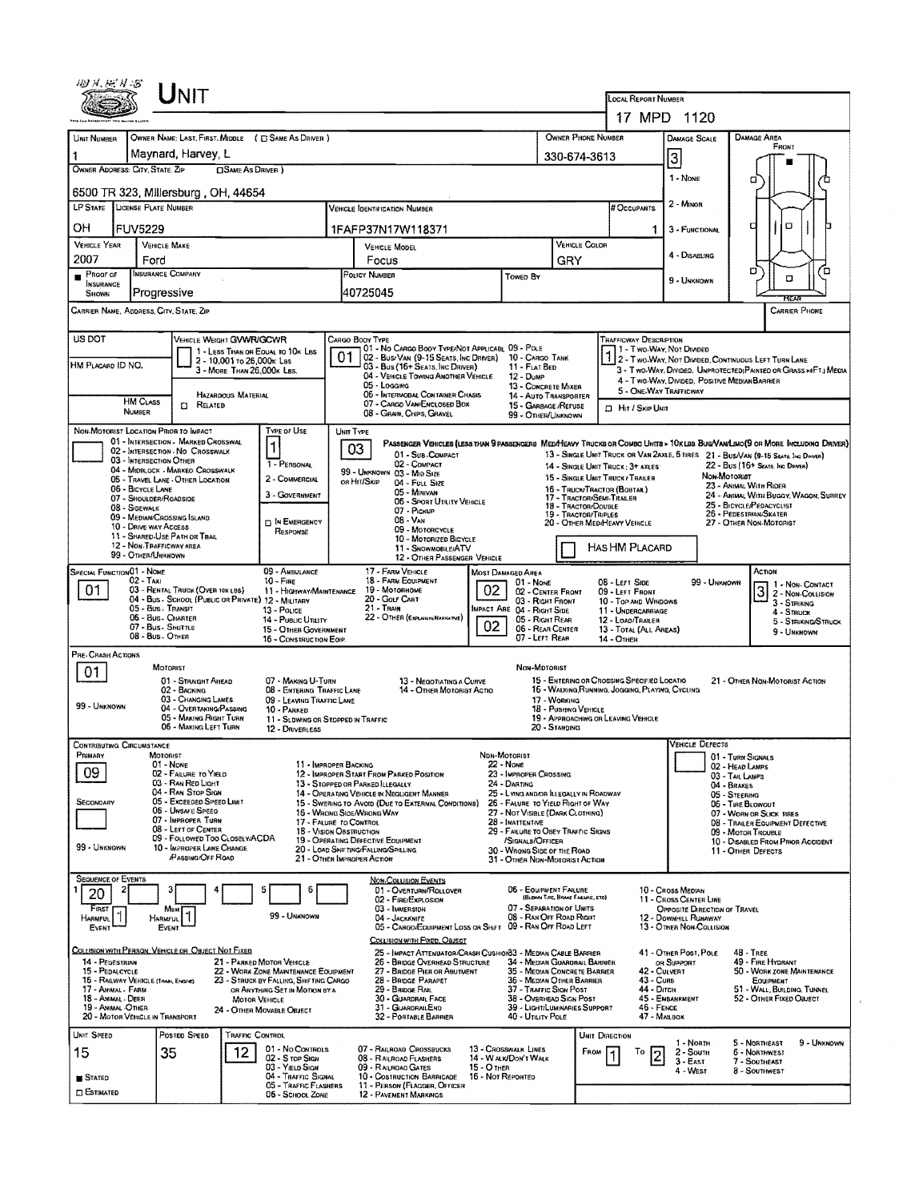# UNIT

**LOCAL REPORT NUMBER:** 17 MPD 1120

| UNIT NUMBER | OWNER NAME: LAST, FIRST, MIDDLE ( ☐ SAME AS DRIVER ) | OWNER PHONE NUMBER | DAMAGE SCALE | DAMAGE AREA |
|---|---|---|---|---|
| 1 | Maynard, Harvey, L | 330-674-3613 | 3 | FRONT |

**OWNER ADDRESS: CITY, STATE, ZIP** ☐ SAME AS DRIVER: 6500 TR 323, Millersburg , OH, 44654

Damage Scale: 1 - NONE; 2 - MINOR; 3 - FUNCTIONAL; 4 - DISABLING; 9 - UNKNOWN

| LP STATE | LICENSE PLATE NUMBER | VEHICLE IDENTIFICATION NUMBER | # OCCUPANTS |
|---|---|---|---|
| OH | FUV5229 | 1FAFP37N17W118371 | 1 |

| VEHICLE YEAR | VEHICLE MAKE | VEHICLE MODEL | VEHICLE COLOR |
|---|---|---|---|
| 2007 | Ford | Focus | GRY |

| ■ PROOF OF INSURANCE SHOWN | INSURANCE COMPANY | POLICY NUMBER | TOWED BY |
|---|---|---|---|
| | Progressive | 40725045 | |

CARRIER NAME, ADDRESS, CITY, STATE, ZIP — CARRIER PHONE

US DOT — HM PLACARD ID NO. — HM CLASS NUMBER — ☐ RELATED — HAZARDOUS MATERIAL

VEHICLE WEIGHT GVWR/GCWR: 1 - LESS THAN OR EQUAL TO 10K LBS; 2 - 10,001 TO 26,000K LBS; 3 - MORE THAN 26,000K LBS.

CARGO BODY TYPE: **01** — 01 - NO CARGO BODY TYPE/NOT APPLICABLE; 02 - BUS/VAN (9-15 SEATS, INC DRIVER); 03 - BUS (16+ SEATS, INC DRIVER); 04 - VEHICLE TOWING ANOTHER VEHICLE; 05 - LOGGING; 06 - INTERMODAL CONTAINER CHASIS; 07 - CARGO VAN/ENCLOSED BOX; 08 - GRAIN, CHIPS, GRAVEL; 09 - POLE; 10 - CARGO TANK; 11 - FLAT BED; 12 - DUMP; 13 - CONCRETE MIXER; 14 - AUTO TRANSPORTER; 15 - GARBAGE /REFUSE; 99 - OTHER/UNKNOWN

TRAFFICWAY DESCRIPTION: **1** — 1 - TWO-WAY, NOT DIVIDED; 2 - TWO-WAY, NOT DIVIDED, CONTINUOUS LEFT TURN LANE; 3 - TWO-WAY, DIVIDED, UNPROTECTED(PAINTED OR GRASS >4FT.) MEDIA; 4 - TWO-WAY, DIVIDED, POSITIVE MEDIAN BARRIER; 5 - ONE-WAY TRAFFICWAY; ☐ HIT / SKIP UNIT

NON-MOTORIST LOCATION PRIOR TO IMPACT: 01 - INTERSECTION - MARKED CROSSWAL; 02 - INTERSECTION - NO CROSSWALK; 03 - INTERSECTION OTHER; 04 - MIDBLOCK - MARKED CROSSWALK; 05 - TRAVEL LANE - OTHER LOCATION; 06 - BICYCLE LANE; 07 - SHOULDER/ROADSIDE; 08 - SIDEWALK; 09 - MEDIAN/CROSSING ISLAND; 10 - DRIVE WAY ACCESS; 11 - SHARED-USE PATH OR TRAIL; 12 - NON-TRAFFICWAY AREA; 99 - OTHER/UNKNOWN

TYPE OF USE: **1** — 1 - PERSONAL; 2 - COMMERCIAL; 3 - GOVERNMENT; ☐ IN EMERGENCY RESPONSE

UNIT TYPE: **03** — PASSENGER VEHICLES (LESS THAN 9 PASSENGERS MED/HEAVY TRUCKS OR COMBO UNITS > 10K LBS BUS/VAN/LIMO(9 OR MORE INCLUDING DRIVER): 01 - SUB-COMPACT; 02 - COMPACT; 99 - UNKNOWN 03 - MID SIZE OR HIT/SKIP; 04 - FULL SIZE; 05 - MINIVAN; 06 - SPORT UTILITY VEHICLE; 07 - PICKUP; 08 - VAN; 09 - MOTORCYCLE; 10 - MOTORIZED BICYCLE; 11 - SNOWMOBILE/ATV; 12 - OTHER PASSENGER VEHICLE; 13 - SINGLE UNIT TRUCK OR VAN 2AXLE, 6 TIRES; 14 - SINGLE UNIT TRUCK: 3+ AXLES; 15 - SINGLE UNIT TRUCK / TRAILER; 16 - TRUCK/TRACTOR (BOBTAIL); 17 - TRACTOR/SEMI-TRAILER; 18 - TRACTOR/DOUBLE; 19 - TRACTOR/TRIPLES; 20 - OTHER MED/HEAVY VEHICLE; 21 - BUS/VAN (9-15 SEATS, INC DRIVER); 22 - BUS (16+ SEATS, INC DRIVER); NON-MOTORIST: 23 - ANIMAL WITH RIDER; 24 - ANIMAL WITH BUGGY, WAGON, SURREY; 25 - BICYCLE/PEDACYCLIST; 26 - PEDESTRIAN/SKATER; 27 - OTHER NON-MOTORIST; ☐ HAS HM PLACARD

SPECIAL FUNCTION: **01** — 01 - NONE; 02 - TAXI; 03 - RENTAL TRUCK (OVER 10K LBS); 04 - BUS - SCHOOL (PUBLIC OR PRIVATE); 05 - BUS - TRANSIT; 06 - BUS - CHARTER; 07 - BUS - SHUTTLE; 08 - BUS - OTHER; 09 - AMBULANCE; 10 - FIRE; 11 - HIGHWAY/MAINTENANCE; 12 - MILITARY; 13 - POLICE; 14 - PUBLIC UTILITY; 15 - OTHER GOVERNMENT; 16 - CONSTRUCTION EQIP.; 17 - FARM VEHICLE; 18 - FARM EQUIPMENT; 19 - MOTORHOME; 20 - GOLF CART; 21 - TRAIN; 22 - OTHER (EXPLAIN IN NARRATIVE)

MOST DAMAGED AREA: **02**; IMPACT ARE: **02** — 01 - NONE; 02 - CENTER FRONT; 03 - RIGHT FRONT; 04 - RIGHT SIDE; 05 - RIGHT REAR; 06 - REAR CENTER; 07 - LEFT REAR; 08 - LEFT SIDE; 09 - LEFT FRONT; 10 - TOP AND WINDOWS; 11 - UNDERCARRIAGE; 12 - LOAD/TRAILER; 13 - TOTAL (ALL AREAS); 14 - OTHER; 99 - UNKNOWN

ACTION: **3** — 1 - NON-CONTACT; 2 - NON-COLLISION; 3 - STRIKING; 4 - STRUCK; 5 - STRIKING/STRUCK; 9 - UNKNOWN

PRE-CRASH ACTIONS: **01** — MOTORIST: 01 - STRAIGHT AHEAD; 02 - BACKING; 03 - CHANGING LANES; 04 - OVERTAKING/PASSING; 05 - MAKING RIGHT TURN; 06 - MAKING LEFT TURN; 07 - MAKING U-TURN; 08 - ENTERING TRAFFIC LANE; 09 - LEAVING TRAFFIC LANE; 10 - PARKED; 11 - SLOWING OR STOPPED IN TRAFFIC; 12 - DRIVERLESS; 13 - NEGOTIATING A CURVE; 14 - OTHER MOTORIST ACTIO; 99 - UNKNOWN. NON-MOTORIST: 15 - ENTERING OR CROSSING SPECIFIED LOCATIO; 16 - WALKING, RUNNING, JOGGING, PLAYING, CYCLING; 17 - WORKING; 18 - PUSHING VEHICLE; 19 - APPROACHING OR LEAVING VEHICLE; 20 - STANDING; 21 - OTHER NON-MOTORIST ACTION

CONTRIBUTING CIRCUMSTANCE: PRIMARY **09**; SECONDARY — MOTORIST: 01 - NONE; 02 - FAILURE TO YIELD; 03 - RAN RED LIGHT; 04 - RAN STOP SIGN; 05 - EXCEEDED SPEED LIMIT; 06 - UNSAFE SPEED; 07 - IMPROPER TURN; 08 - LEFT OF CENTER; 09 - FOLLOWED TOO CLOSELY/ACDA; 10 - IMPROPER LANE CHANGE /PASSING/OFF ROAD; 11 - IMPROPER BACKING; 12 - IMPROPER START FROM PARKED POSITION; 13 - STOPPED OR PARKED ILLEGALLY; 14 - OPERATING VEHICLE IN NEGLIGENT MANNER; 15 - SWERING TO AVOID (DUE TO EXTERNAL CONDITIONS); 16 - WRONG SIDE/WRONG WAY; 17 - FAILURE TO CONTROL; 18 - VISION OBSTRUCTION; 19 - OPERATING DEFECTIVE EQUIPMENT; 20 - LOAD SHIFTING/FALLING/SPILLING; 21 - OTHER IMPROPER ACTION; 99 - UNKNOWN. NON-MOTORIST: 22 - NONE; 23 - IMPROPER CROSSING; 24 - DARTING; 25 - LYING AND/OR ILLEGALLY IN ROADWAY; 26 - FALURE TO YIELD RIGHT OF WAY; 27 - NOT VISIBLE (DARK CLOTHING); 28 - INATTENTIVE; 29 - FAILURE TO OBEY TRAFFIC SIGNS /SIGNALS/OFFICER; 30 - WRONG SIDE OF THE ROAD; 31 - OTHER NON-MOTORIST ACTION

VEHICLE DEFECTS: 01 - TURN SIGNALS; 02 - HEAD LAMPS; 03 - TAIL LAMPS; 04 - BRAKES; 05 - STEERING; 06 - TIRE BLOWOUT; 07 - WORN OR SLICK TIRES; 08 - TRAILER EQUIPMENT DEFECTIVE; 09 - MOTOR TROUBLE; 10 - DISABLED FROM PRIOR ACCIDENT; 11 - OTHER DEFECTS

SEQUENCE OF EVENTS: 1: **20**; 2; 3; 4; 5; 6 — FIRST HARMFUL EVENT: **1**; MOST HARMFUL EVENT: **1**; 99 - UNKNOWN

NON-COLLISION EVENTS: 01 - OVERTURN/ROLLOVER; 02 - FIRE/EXPLOSION; 03 - IMMERSION; 04 - JACKKNIFE; 05 - CARGO/EQUIPMENT LOSS OR SHIFT; 06 - EQUIPMENT FAILURE (BLOWN TIRE, BRAKE FAILURE, ETC); 07 - SEPARATION OF UNITS; 08 - RAN OFF ROAD RIGHT; 09 - RAN OFF ROAD LEFT; 10 - CROSS MEDIAN; 11 - CROSS CENTER LINE OPPOSITE DIRECTION OF TRAVEL; 12 - DOWNHILL RUNAWAY; 13 - OTHER NON-COLLISION

COLLISION WITH PERSON, VEHICLE OR OBJECT NOT FIXED: 14 - PEDESTRIAN; 15 - PEDALCYCLE; 16 - RAILWAY VEHICLE (TRAIN, ENGINE); 17 - ANIMAL - FARM; 18 - ANIMAL - DEER; 19 - ANIMAL-OTHER; 20 - MOTOR VEHICLE IN TRANSPORT; 21 - PARKED MOTOR VEHICLE; 22 - WORK ZONE MAINTENANCE EQUIPMENT; 23 - STRUCK BY FALLING, SHIFTING CARGO OR ANYTHING SET IN MOTION BY A MOTOR VEHICLE; 24 - OTHER MOVABLE OBJECT

COLLISION WITH FIXED, OBJECT: 25 - IMPACT ATTENUATOR/CRASH CUSHION; 26 - BRIDGE OVERHEAD STRUCTURE; 27 - BRIDGE PIER OR ABUTMENT; 28 - BRIDGE PARAPET; 29 - BRIDGE RAIL; 30 - GUARDRAIL FACE; 31 - GUARDRAIL END; 32 - PORTABLE BARRIER; 33 - MEDIAN CABLE BARRIER; 34 - MEDIAN GUARDRAIL BARRIER; 35 - MEDIAN CONCRETE BARRIER; 36 - MEDIAN OTHER BARRIER; 37 - TRAFFIC SIGN POST; 38 - OVERHEAD SIGN POST; 39 - LIGHT/LUMINARIES SUPPORT; 40 - UTILITY POLE; 41 - OTHER POST, POLE OR SUPPORT; 42 - CULVERT; 43 - CURB; 44 - DITCH; 45 - EMBANKMENT; 46 - FENCE; 47 - MAILBOX; 48 - TREE; 49 - FIRE HYDRANT; 50 - WORK ZONE MAINTENANCE EQUIPMENT; 51 - WALL, BUILDING, TUNNEL; 52 - OTHER FIXED OBJECT

| UNIT SPEED | POSTED SPEED | TRAFFIC CONTROL | UNIT DIRECTION |
|---|---|---|---|
| 15 | 35 | 12 | FROM 1 TO 2 |

■ STATED ☐ ESTIMATED

TRAFFIC CONTROL: 01 - NO CONTROLS; 02 - STOP SIGN; 03 - YIELD SIGN; 04 - TRAFFIC SIGNAL; 05 - TRAFFIC FLASHERS; 06 - SCHOOL ZONE; 07 - RAILROAD CROSSBUCKS; 08 - RAILROAD FLASHERS; 09 - RAILROAD GATES; 10 - COSTRUCTION BARRICADE; 11 - PERSON (FLAGGER, OFFICER); 12 - PAVEMENT MARKINGS; 13 - CROSSWALK LINES; 14 - WALK/DON'T WALK; 15 - OTHER; 16 - NOT REPORTED

UNIT DIRECTION: 1 - NORTH; 2 - SOUTH; 3 - EAST; 4 - WEST; 5 - NORTHEAST; 6 - NORTHWEST; 7 - SOUTHEAST; 8 - SOUTHWEST; 9 - UNKNOWN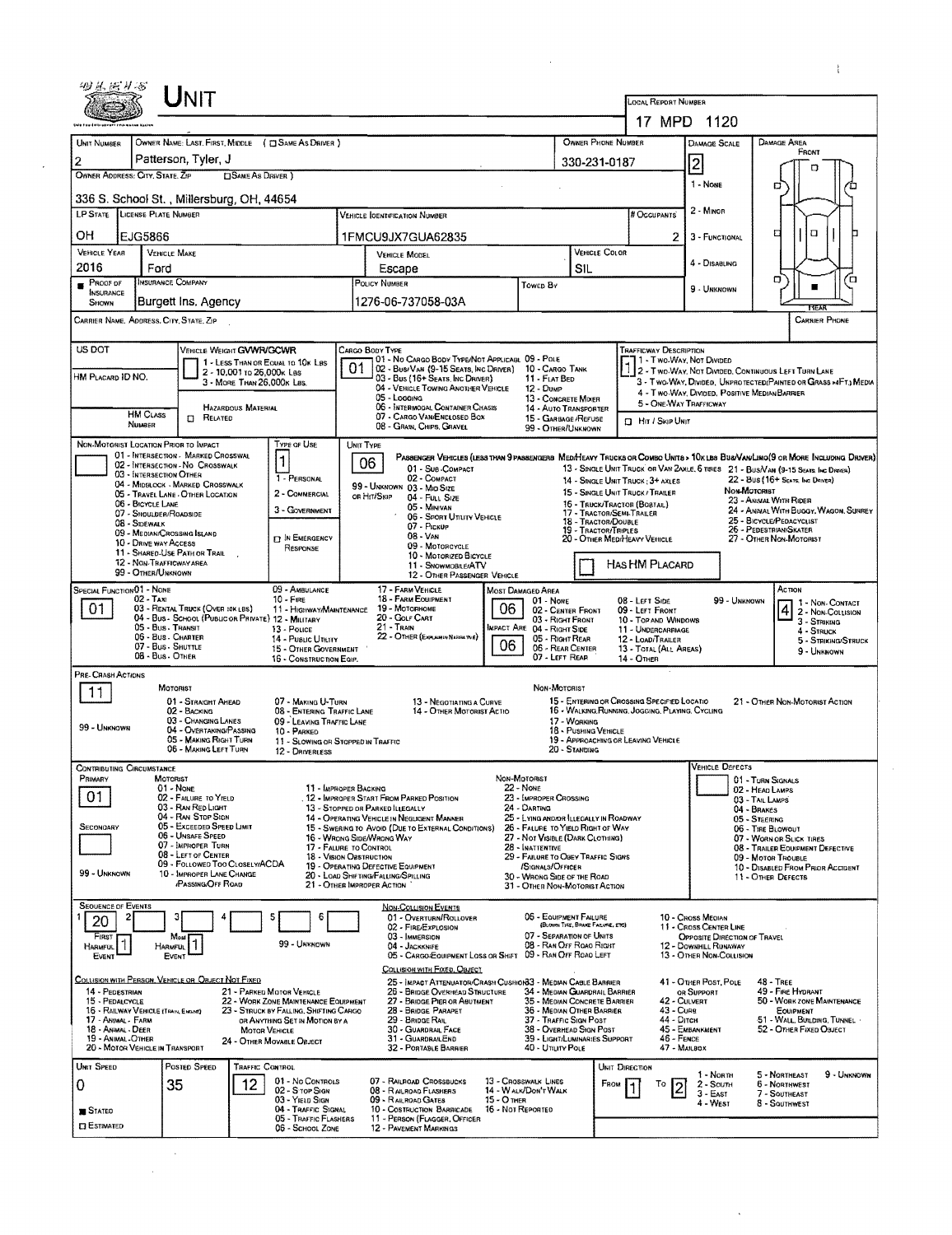# Unit

LOCAL REPORT NUMBER: 17 MPD 1120

| UNIT NUMBER | OWNER NAME: LAST, FIRST, MIDDLE ( ☐ SAME AS DRIVER ) | OWNER PHONE NUMBER | DAMAGE SCALE | DAMAGE AREA |
|---|---|---|---|---|
| 2 | Patterson, Tyler, J | 330-231-0187 | 2 | FRONT |

OWNER ADDRESS: CITY, STATE, ZIP ☐ SAME AS DRIVER )
336 S. School St., Millersburg, OH, 44654

Damage Scale: 1 - NONE, 2 - MINOR, 3 - FUNCTIONAL, 4 - DISABLING, 9 - UNKNOWN

| LP STATE | LICENSE PLATE NUMBER | VEHICLE IDENTIFICATION NUMBER | # OCCUPANTS |
|---|---|---|---|
| OH | EJG5866 | 1FMCU9JX7GUA62835 | 2 |

| VEHICLE YEAR | VEHICLE MAKE | VEHICLE MODEL | VEHICLE COLOR |
|---|---|---|---|
| 2016 | Ford | Escape | SIL |

| PROOF OF INSURANCE SHOWN | INSURANCE COMPANY | POLICY NUMBER | TOWED BY |
|---|---|---|---|
| ■ | Burgett Ins. Agency | 1276-06-737058-03A | |

CARRIER NAME, ADDRESS, CITY, STATE, ZIP — CARRIER PHONE

US DOT —
VEHICLE WEIGHT GVWR/GCWR: 1 - LESS THAN OR EQUAL TO 10K LBS; 2 - 10,001 TO 26,000K LBS; 3 - MORE THAN 26,000K LBS.
HM PLACARD ID NO. — HM CLASS NUMBER — ☐ HAZARDOUS MATERIAL RELATED

CARGO BODY TYPE: 01
01 - NO CARGO BODY TYPE/NOT APPLICABLE; 02 - BUS/VAN (9-15 SEATS, INC DRIVER); 03 - BUS (16+ SEATS, INC DRIVER); 04 - VEHICLE TOWING ANOTHER VEHICLE; 05 - LOGGING; 06 - INTERMODAL CONTAINER CHASIS; 07 - CARGO VAN/ENCLOSED BOX; 08 - GRAIN, CHIPS, GRAVEL; 09 - POLE; 10 - CARGO TANK; 11 - FLAT BED; 12 - DUMP; 13 - CONCRETE MIXER; 14 - AUTO TRANSPORTER; 15 - GARBAGE/REFUSE; 99 - OTHER/UNKNOWN

TRAFFICWAY DESCRIPTION: 1
1 - TWO-WAY, NOT DIVIDED; 2 - TWO-WAY, NOT DIVIDED, CONTINUOUS LEFT TURN LANE; 3 - TWO-WAY, DIVIDED, UNPROTECTED (PAINTED OR GRASS >4FT.) MEDIA; 4 - TWO-WAY, DIVIDED, POSITIVE MEDIAN BARRIER; 5 - ONE-WAY TRAFFICWAY
☐ HIT / SKIP UNIT

NON-MOTORIST LOCATION PRIOR TO IMPACT: 01 - INTERSECTION - MARKED CROSSWAL; 02 - INTERSECTION - NO CROSSWALK; 03 - INTERSECTION OTHER; 04 - MIDBLOCK - MARKED CROSSWALK; 05 - TRAVEL LANE - OTHER LOCATION; 06 - BICYCLE LANE; 07 - SHOULDER/ROADSIDE; 08 - SIDEWALK; 09 - MEDIAN/CROSSING ISLAND; 10 - DRIVE WAY ACCESS; 11 - SHARED-USE PATH OR TRAIL; 12 - NON-TRAFFICWAY AREA; 99 - OTHER/UNKNOWN

TYPE OF USE: 1
1 - PERSONAL; 2 - COMMERCIAL; 3 - GOVERNMENT; ☐ IN EMERGENCY RESPONSE

UNIT TYPE: 06
PASSENGER VEHICLES (LESS THAN 9 PASSENGERS MED/HEAVY TRUCKS OR COMBO UNITS > 10K LBS BUS/VAN/LIMO (9 OR MORE INCLUDING DRIVER)
01 - SUB-COMPACT; 02 - COMPACT; 99 - UNKNOWN 03 - MID SIZE; OR HIT/SKIP 04 - FULL SIZE; 05 - MINIVAN; 06 - SPORT UTILITY VEHICLE; 07 - PICKUP; 08 - VAN; 09 - MOTORCYCLE; 10 - MOTORIZED BICYCLE; 11 - SNOWMOBILE/ATV; 12 - OTHER PASSENGER VEHICLE
13 - SINGLE UNIT TRUCK OR VAN 2AXLE, 6 TIRES; 14 - SINGLE UNIT TRUCK: 3+ AXLES; 15 - SINGLE UNIT TRUCK / TRAILER; 16 - TRUCK/TRACTOR (BOBTAIL); 17 - TRACTOR/SEMI-TRAILER; 18 - TRACTOR/DOUBLE; 19 - TRACTOR/TRIPLES; 20 - OTHER MED/HEAVY VEHICLE
21 - BUS/VAN (9-15 SEATS, INC DRIVER); 22 - BUS (16+ SEATS, INC DRIVER)
NON-MOTORIST: 23 - ANIMAL WITH RIDER; 24 - ANIMAL WITH BUGGY, WAGON, SURREY; 25 - BICYCLE/PEDACYCLIST; 26 - PEDESTRIAN/SKATER; 27 - OTHER NON-MOTORIST
☐ HAS HM PLACARD

SPECIAL FUNCTION: 01
01 - NONE; 02 - TAXI; 03 - RENTAL TRUCK (OVER 10K LBS); 04 - BUS - SCHOOL (PUBLIC OR PRIVATE); 05 - BUS - TRANSIT; 06 - BUS - CHARTER; 07 - BUS - SHUTTLE; 08 - BUS - OTHER; 09 - AMBULANCE; 10 - FIRE; 11 - HIGHWAY/MAINTENANCE; 12 - MILITARY; 13 - POLICE; 14 - PUBLIC UTILITY; 15 - OTHER GOVERNMENT; 16 - CONSTRUCTION EQIP.; 17 - FARM VEHICLE; 18 - FARM EQUIPMENT; 19 - MOTORHOME; 20 - GOLF CART; 21 - TRAIN; 22 - OTHER (EXPLAIN IN NARRATIVE)

MOST DAMAGED AREA: 06
IMPACT ARE: 06
01 - NONE; 02 - CENTER FRONT; 03 - RIGHT FRONT; 04 - RIGHT SIDE; 05 - RIGHT REAR; 06 - REAR CENTER; 07 - LEFT REAR; 08 - LEFT SIDE; 09 - LEFT FRONT; 10 - TOP AND WINDOWS; 11 - UNDERCARRIAGE; 12 - LOAD/TRAILER; 13 - TOTAL (ALL AREAS); 14 - OTHER; 99 - UNKNOWN

ACTION: 4
1 - NON-CONTACT; 2 - NON-COLLISION; 3 - STRIKING; 4 - STRUCK; 5 - STRIKING/STRUCK; 9 - UNKNOWN

PRE-CRASH ACTIONS: 11
MOTORIST: 01 - STRAIGHT AHEAD; 02 - BACKING; 03 - CHANGING LANES; 04 - OVERTAKING/PASSING; 05 - MAKING RIGHT TURN; 06 - MAKING LEFT TURN; 07 - MAKING U-TURN; 08 - ENTERING TRAFFIC LANE; 09 - LEAVING TRAFFIC LANE; 10 - PARKED; 11 - SLOWING OR STOPPED IN TRAFFIC; 12 - DRIVERLESS; 13 - NEGOTIATING A CURVE; 14 - OTHER MOTORIST ACTIO; 99 - UNKNOWN
NON-MOTORIST: 15 - ENTERING OR CROSSING SPECIFIED LOCATIO; 16 - WALKING, RUNNING, JOGGING, PLAYING, CYCLING; 17 - WORKING; 18 - PUSHING VEHICLE; 19 - APPROACHING OR LEAVING VEHICLE; 20 - STANDING; 21 - OTHER NON-MOTORIST ACTION

CONTRIBUTING CIRCUMSTANCE
PRIMARY: 01
SECONDARY: —
MOTORIST: 01 - NONE; 02 - FAILURE TO YIELD; 03 - RAN RED LIGHT; 04 - RAN STOP SIGN; 05 - EXCEEDED SPEED LIMIT; 06 - UNSAFE SPEED; 07 - IMPROPER TURN; 08 - LEFT OF CENTER; 09 - FOLLOWED TOO CLOSELY/ACDA; 10 - IMPROPER LANE CHANGE /PASSING/OFF ROAD; 11 - IMPROPER BACKING; 12 - IMPROPER START FROM PARKED POSITION; 13 - STOPPED OR PARKED ILLEGALLY; 14 - OPERATING VEHICLE IN NEGLIGENT MANNER; 15 - SWERING TO AVOID (DUE TO EXTERNAL CONDITIONS); 16 - WRONG SIDE/WRONG WAY; 17 - FAILURE TO CONTROL; 18 - VISION OBSTRUCTION; 19 - OPERATING DEFECTIVE EQUIPMENT; 20 - LOAD SHIFTING/FALLING/SPILLING; 21 - OTHER IMPROPER ACTION; 99 - UNKNOWN
NON-MOTORIST: 22 - NONE; 23 - IMPROPER CROSSING; 24 - DARTING; 25 - LYING AND/OR ILLEGALLY IN ROADWAY; 26 - FALURE TO YIELD RIGHT OF WAY; 27 - NOT VISIBLE (DARK CLOTHING); 28 - INATTENTIVE; 29 - FAILURE TO OBEY TRAFFIC SIGNS /SIGNALS/OFFICER; 30 - WRONG SIDE OF THE ROAD; 31 - OTHER NON-MOTORIST ACTION
VEHICLE DEFECTS: 01 - TURN SIGNALS; 02 - HEAD LAMPS; 03 - TAIL LAMPS; 04 - BRAKES; 05 - STEERING; 06 - TIRE BLOWOUT; 07 - WORN OR SLICK TIRES; 08 - TRAILER EQUIPMENT DEFECTIVE; 09 - MOTOR TROUBLE; 10 - DISABLED FROM PRIOR ACCIDENT; 11 - OTHER DEFECTS

SEQUENCE OF EVENTS
| 1 | 2 | 3 | 4 | 5 | 6 |
|---|---|---|---|---|---|
| 20 | | | | | |

FIRST HARMFUL EVENT: 1 — MOST HARMFUL EVENT: 1 — 99 - UNKNOWN

NON-COLLISION EVENTS: 01 - OVERTURN/ROLLOVER; 02 - FIRE/EXPLOSION; 03 - IMMERSION; 04 - JACKKNIFE; 05 - CARGO/EQUIPMENT LOSS OR SHIFT; 06 - EQUIPMENT FAILURE (BLOWN TIRE, BRAKE FAILURE, ETC); 07 - SEPARATION OF UNITS; 08 - RAN OFF ROAD RIGHT; 09 - RAN OFF ROAD LEFT; 10 - CROSS MEDIAN; 11 - CROSS CENTER LINE OPPOSITE DIRECTION OF TRAVEL; 12 - DOWNHILL RUNAWAY; 13 - OTHER NON-COLLISION

COLLISION WITH PERSON, VEHICLE OR OBJECT NOT FIXED: 14 - PEDESTRIAN; 15 - PEDALCYCLE; 16 - RAILWAY VEHICLE (TRAIN, ENGINE); 17 - ANIMAL - FARM; 18 - ANIMAL - DEER; 19 - ANIMAL - OTHER; 20 - MOTOR VEHICLE IN TRANSPORT; 21 - PARKED MOTOR VEHICLE; 22 - WORK ZONE MAINTENANCE EQUIPMENT; 23 - STRUCK BY FALLING, SHIFTING CARGO OR ANYTHING SET IN MOTION BY A MOTOR VEHICLE; 24 - OTHER MOVABLE OBJECT

COLLISION WITH FIXED, OBJECT: 25 - IMPACT ATTENUATOR/CRASH CUSHION; 26 - BRIDGE OVERHEAD STRUCTURE; 27 - BRIDGE PIER OR ABUTMENT; 28 - BRIDGE PARAPET; 29 - BRIDGE RAIL; 30 - GUARDRAIL FACE; 31 - GUARDRAILEND; 32 - PORTABLE BARRIER; 33 - MEDIAN CABLE BARRIER; 34 - MEDIAN GUARDRAIL BARRIER; 35 - MEDIAN CONCRETE BARRIER; 36 - MEDIAN OTHER BARRIER; 37 - TRAFFIC SIGN POST; 38 - OVERHEAD SIGN POST; 39 - LIGHT/LUMINARIES SUPPORT; 40 - UTILITY POLE; 41 - OTHER POST, POLE OR SUPPORT; 42 - CULVERT; 43 - CURB; 44 - DITCH; 45 - EMBANKMENT; 46 - FENCE; 47 - MAILBOX; 48 - TREE; 49 - FIRE HYDRANT; 50 - WORK ZONE MAINTENANCE EQUIPMENT; 51 - WALL, BUILDING, TUNNEL; 52 - OTHER FIXED OBJECT

| UNIT SPEED | POSTED SPEED | TRAFFIC CONTROL | UNIT DIRECTION |
|---|---|---|---|
| 0 | 35 | 12 | FROM 1 TO 2 |

■ STATED ☐ ESTIMATED

TRAFFIC CONTROL: 01 - NO CONTROLS; 02 - STOP SIGN; 03 - YIELD SIGN; 04 - TRAFFIC SIGNAL; 05 - TRAFFIC FLASHERS; 06 - SCHOOL ZONE; 07 - RAILROAD CROSSBUCKS; 08 - RAILROAD FLASHERS; 09 - RAILROAD GATES; 10 - COSTRUCTION BARRICADE; 11 - PERSON (FLAGGER, OFFICER); 12 - PAVEMENT MARKINGS; 13 - CROSSWALK LINES; 14 - WALK/DON'T WALK; 15 - OTHER; 16 - NOT REPORTED

UNIT DIRECTION: 1 - NORTH; 2 - SOUTH; 3 - EAST; 4 - WEST; 5 - NORTHEAST; 6 - NORTHWEST; 7 - SOUTHEAST; 8 - SOUTHWEST; 9 - UNKNOWN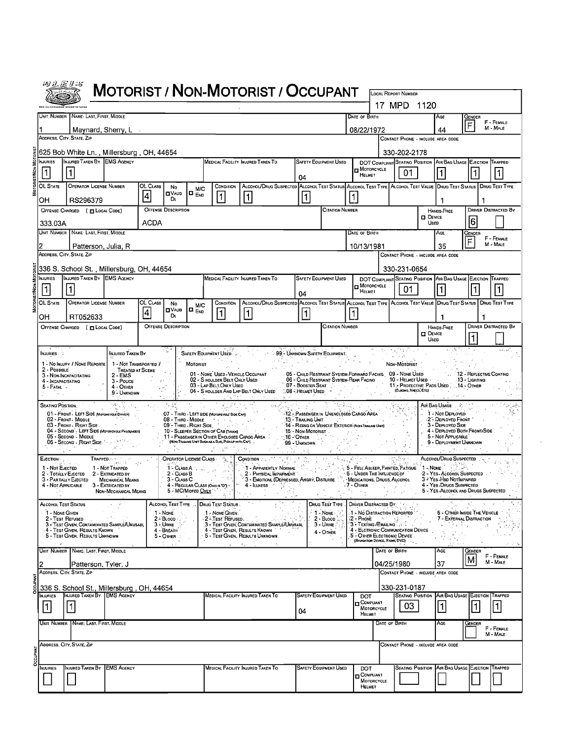# MOTORIST / NON-MOTORIST / OCCUPANT

**Local Report Number:** 17 MPD 1120

## Motorist/Non-Motorist

| Unit Number | Name: Last, First, Middle | Date of Birth | Age | Gender |
|---|---|---|---|---|
| 1 | Maynard, Sherry, L | 08/22/1972 | 44 | F |

| Address, City, State, Zip | Contact Phone - Include Area Code |
|---|---|
| 625 Bob White Ln., Millersburg, OH, 44654 | 330-202-2178 |

| Injuries | Injured Taken By | EMS Agency | Medical Facility Injured Taken To | Safety Equipment Used | DOT Compliant Motorcycle Helmet | Seating Position | Air Bag Usage | Ejection | Trapped |
|---|---|---|---|---|---|---|---|---|---|
| 1 | 1 | | | 04 | | 01 | 1 | 1 | 1 |

| OL State | Operator License Number | OL Class | No Valid DL | M/C End | Condition | Alcohol/Drug Suspected | Alcohol Test Status | Alcohol Test Type | Alcohol Test Value | Drug Test Status | Drug Test Type |
|---|---|---|---|---|---|---|---|---|---|---|---|
| OH | RS296379 | 4 | | | 1 | 1 | 1 | 1 | | 1 | 1 |

| Offense Charged (Local Code) | Offense Description | Citation Number | Hands-Free Device Used | Driver Distracted By |
|---|---|---|---|---|
| 333.03A | ACDA | | | 6 |

| Unit Number | Name: Last, First, Middle | Date of Birth | Age | Gender |
|---|---|---|---|---|
| 2 | Patterson, Julia, R | 10/13/1981 | 35 | F |

| Address, City, State, Zip | Contact Phone - Include Area Code |
|---|---|
| 336 S. School St., Millersburg, OH, 44654 | 330-231-0654 |

| Injuries | Injured Taken By | EMS Agency | Medical Facility Injured Taken To | Safety Equipment Used | DOT Compliant Motorcycle Helmet | Seating Position | Air Bag Usage | Ejection | Trapped |
|---|---|---|---|---|---|---|---|---|---|
| 1 | 1 | | | 04 | | 01 | 1 | 1 | 1 |

| OL State | Operator License Number | OL Class | No Valid DL | M/C End | Condition | Alcohol/Drug Suspected | Alcohol Test Status | Alcohol Test Type | Alcohol Test Value | Drug Test Status | Drug Test Type |
|---|---|---|---|---|---|---|---|---|---|---|---|
| OH | RT052633 | 4 | | | 1 | 1 | 1 | 1 | | 1 | 1 |

| Offense Charged (Local Code) | Offense Description | Citation Number | Hands-Free Device Used | Driver Distracted By |
|---|---|---|---|---|
| | | | | 1 |

## Codes

**Injuries:** 1 - No Injury / None Reported; 2 - Possible; 3 - Non-Incapacitating; 4 - Incapacitating; 5 - Fatal

**Injured Taken By:** 1 - Not Transported / Treated at Scene; 2 - EMS; 3 - Police; 4 - Other; 9 - Unknown

**Safety Equipment Used:** 99 - Unknown Safety Equipment

Motorist: 01 - None Used - Vehicle Occupant; 02 - Shoulder Belt Only Used; 03 - Lap Belt Only Used; 04 - Shoulder and Lap Belt Only Used; 05 - Child Restraint System-Forward Facing; 06 - Child Restraint System-Rear Facing; 07 - Booster Seat; 08 - Helmet Used

Non-Motorist: 09 - None Used; 10 - Helmet Used; 11 - Protective Pads Used (Elbows, Knees, Etc); 12 - Reflective Coating; 13 - Lighting; 14 - Other

**Seating Position:** 01 - Front - Left Side (Motorcycle Driver); 02 - Front - Middle; 03 - Front - Right Side; 04 - Second - Left Side (Motorcycle Passenger); 05 - Second - Middle; 06 - Second - Right Side; 07 - Third - Left Side (Motorcycle Side Car); 08 - Third - Middle; 09 - Third - Right Side; 10 - Sleeper Section of Cab (Truck); 11 - Passenger in Other Enclosed Cargo Area (Non-Trailing Unit Such as a Bus, Pick-up with Cap); 12 - Passenger in Unenclosed Cargo Area; 13 - Trailing Unit; 14 - Riding on Vehicle Exterior (Non-Trailing Unit); 15 - Non-Motorist; 16 - Other; 99 - Unknown

**Air Bag Usage:** 1 - Not Deployed; 2 - Deployed Front; 3 - Deployed Side; 4 - Deployed Both Front/Side; 5 - Not Applicable; 9 - Deployment Unknown

**Ejection:** 1 - Not Ejected; 2 - Totally Ejected; 3 - Partially Ejected; 4 - Not Applicable

**Trapped:** 1 - Not Trapped; 2 - Extricated by Mechanical Means; 3 - Extricated by Non-Mechanical Means

**Operator License Class:** 1 - Class A; 2 - Class B; 3 - Class C; 4 - Regular Class (Ohio is "D"); 5 - MC/Moped Only

**Condition:** 1 - Apparently Normal; 2 - Physical Impairment; 3 - Emotional (Depressed, Angry, Disturbed); 4 - Illness; 5 - Fell Asleep, Fainted, Fatigue; 6 - Under the Influence of Medications, Drugs, Alcohol; 7 - Other

**Alcohol/Drug Suspected:** 1 - None; 2 - Yes - Alcohol Suspected; 3 - Yes - HBD Not Impaired; 4 - Yes - Drugs Suspected; 5 - Yes - Alcohol and Drugs Suspected

**Alcohol Test Status:** 1 - None Given; 2 - Test Refused; 3 - Test Given, Contaminated Sample/Unusable; 4 - Test Given, Results Known; 5 - Test Given, Results Unknown

**Alcohol Test Type:** 1 - None; 2 - Blood; 3 - Urine; 4 - Breath; 5 - Other

**Drug Test Status:** 1 - None Given; 2 - Test Refused; 3 - Test Given, Contaminated Sample/Unusable; 4 - Test Given, Results Known; 5 - Test Given, Results Unknown

**Drug Test Type:** 1 - None; 2 - Blood; 3 - Urine; 4 - Other

**Driver Distracted By:** 1 - No Distraction Reported; 2 - Phone; 3 - Texting/Emailing; 4 - Electronic Communication Device; 5 - Other Electronic Device (Navigation Device, Radio, DVD); 6 - Other Inside the Vehicle; 7 - External Distraction

## Occupant

| Unit Number | Name: Last, First, Middle | Date of Birth | Age | Gender |
|---|---|---|---|---|
| 2 | Patterson, Tyler, J | 04/25/1980 | 37 | M |

| Address, City, State, Zip | Contact Phone - Include Area Code |
|---|---|
| 336 S. School St., Millersburg, OH, 44654 | 330-231-0187 |

| Injuries | Injured Taken By | EMS Agency | Medical Facility Injured Taken To | Safety Equipment Used | DOT Compliant Motorcycle Helmet | Seating Position | Air Bag Usage | Ejection | Trapped |
|---|---|---|---|---|---|---|---|---|---|
| 1 | 1 | | | 04 | | 03 | 1 | 1 | 1 |

| Unit Number | Name: Last, First, Middle | Date of Birth | Age | Gender |
|---|---|---|---|---|
| | | | | |

| Address, City, State, Zip | Contact Phone - Include Area Code |
|---|---|
| | |

| Injuries | Injured Taken By | EMS Agency | Medical Facility Injured Taken To | Safety Equipment Used | DOT Compliant Motorcycle Helmet | Seating Position | Air Bag Usage | Ejection | Trapped |
|---|---|---|---|---|---|---|---|---|---|
| | | | | | | | | | |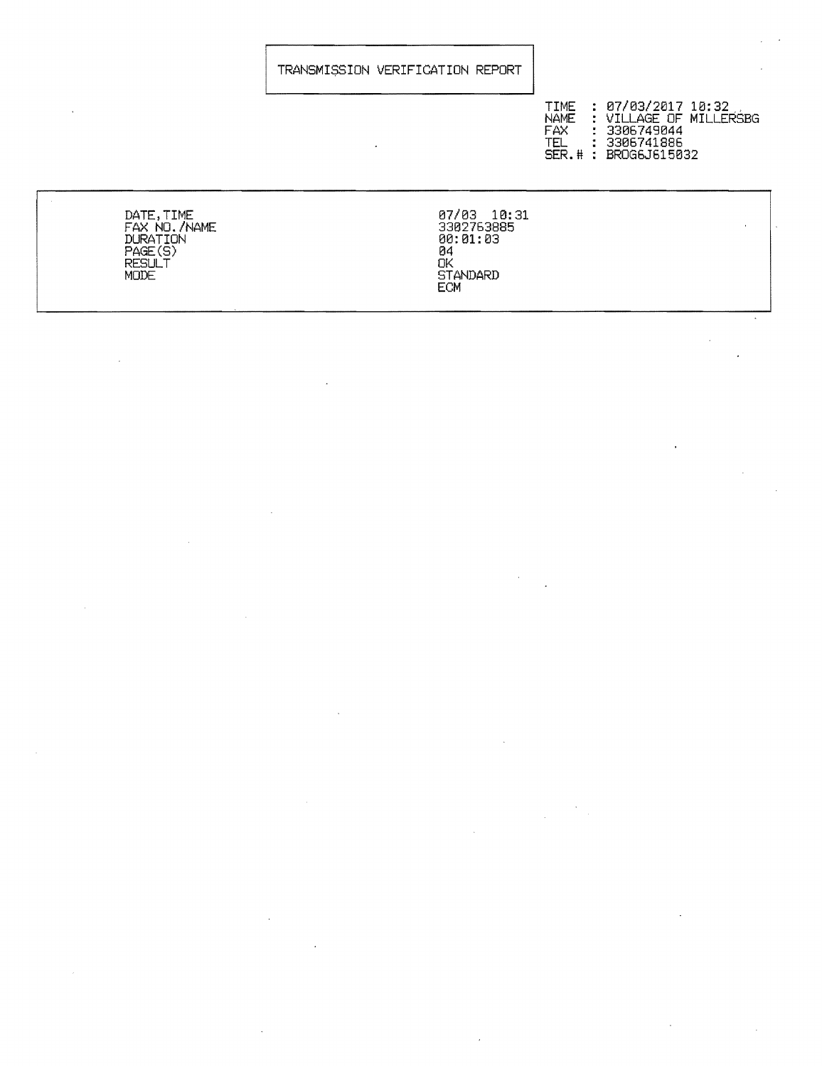# TRANSMISSION VERIFICATION REPORT

TIME : 07/03/2017 10:32
NAME : VILLAGE OF MILLERSBG
FAX : 3306749044
TEL : 3306741886
SER.# : BROG6J615032

| | |
|---|---|
| DATE,TIME | 07/03 10:31 |
| FAX NO./NAME | 3302763885 |
| DURATION | 00:01:03 |
| PAGE(S) | 04 |
| RESULT | OK |
| MODE | STANDARD<br>ECM |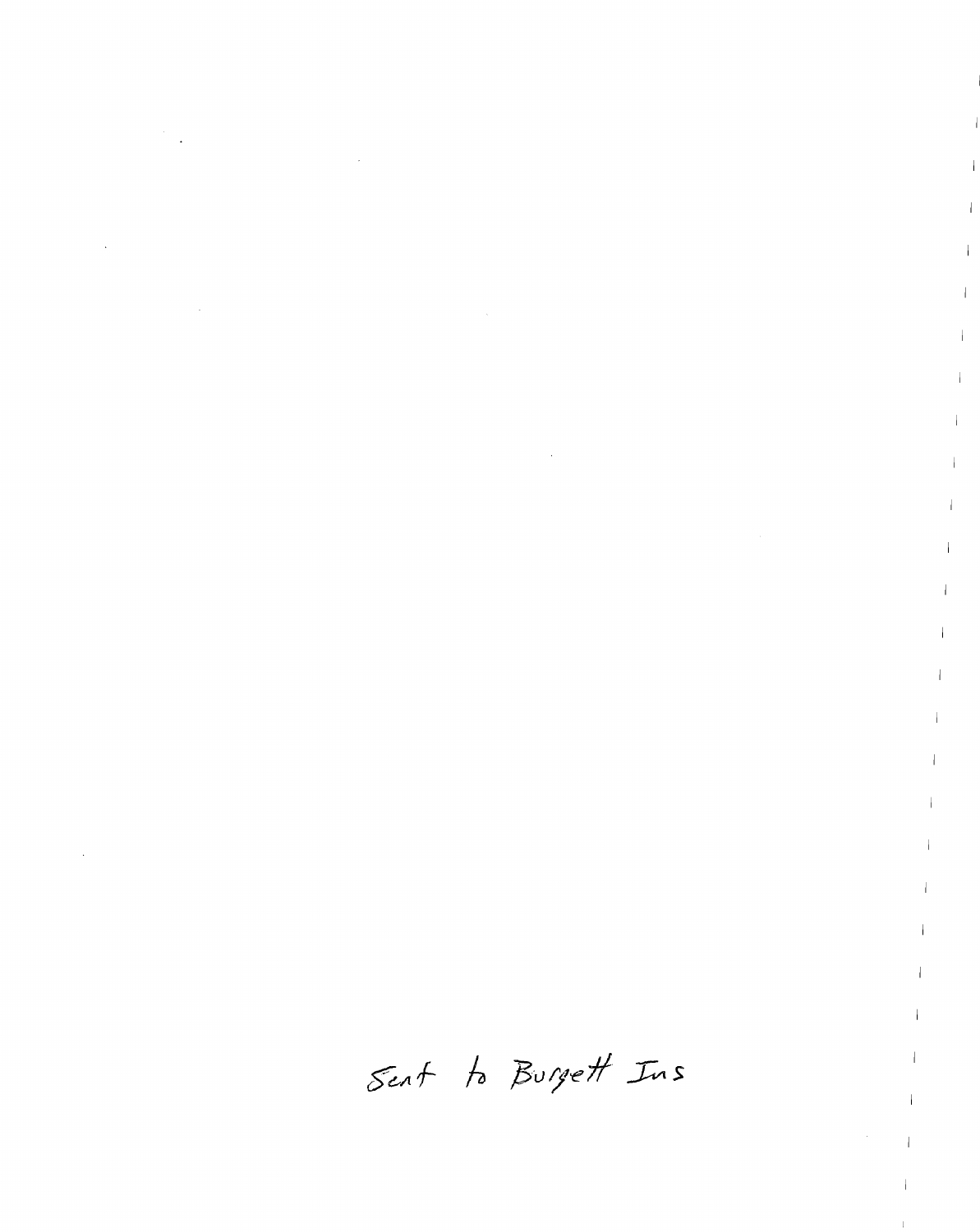Sent to Burgett Ins